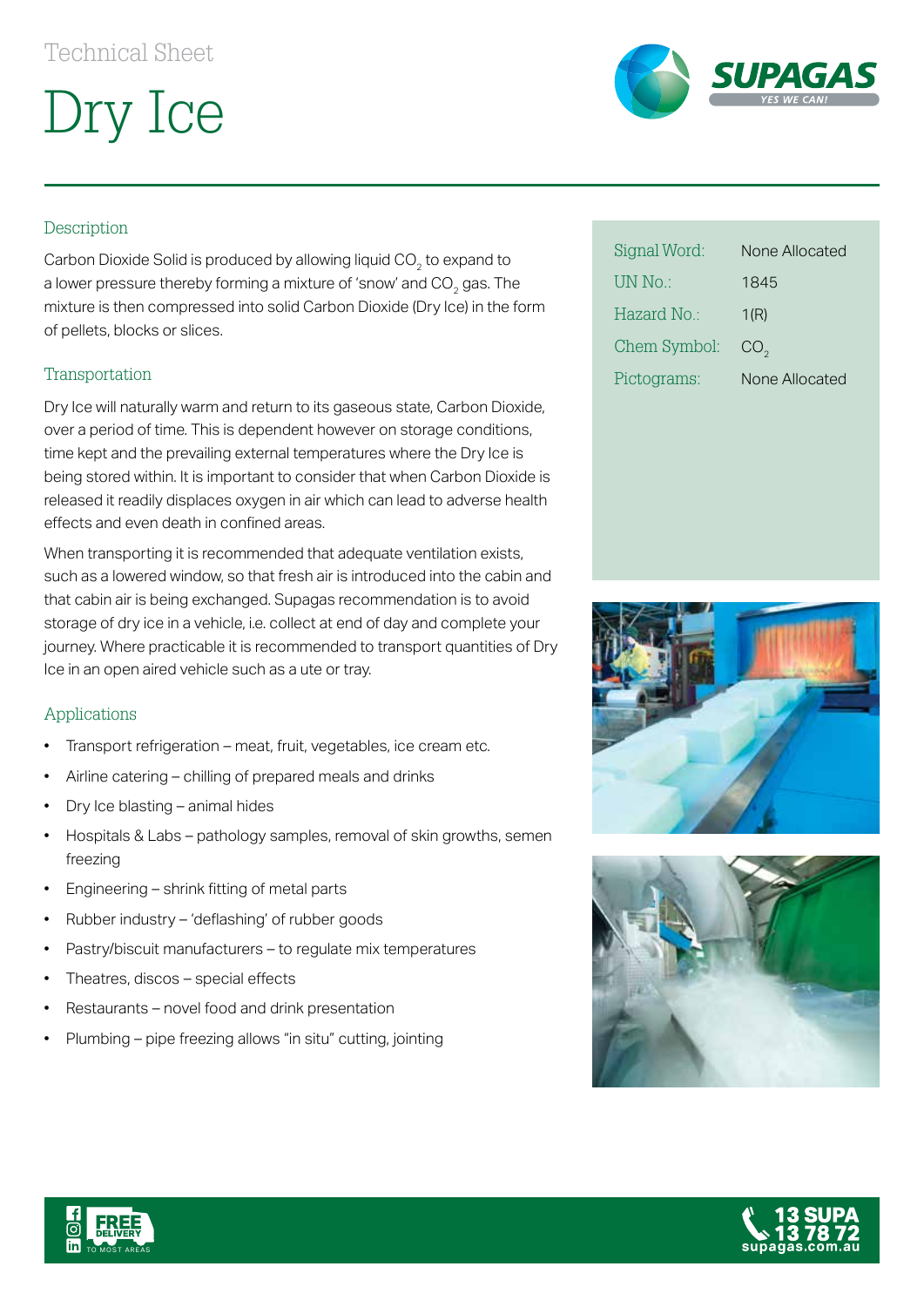Technical Sheet

# Dry Ice

| Signal Word: | None Allocated |
|---|---|
| UN No.: | 1845 |
| Hazard No.: | 1(R) |
| Chem Symbol: | $CO_2$ |
| Pictograms: | None Allocated |

## Description

Carbon Dioxide Solid is produced by allowing liquid $CO_2$ to expand to a lower pressure thereby forming a mixture of 'snow' and $CO_2$ gas. The mixture is then compressed into solid Carbon Dioxide (Dry Ice) in the form of pellets, blocks or slices.

## Transportation

Dry Ice will naturally warm and return to its gaseous state, Carbon Dioxide, over a period of time. This is dependent however on storage conditions, time kept and the prevailing external temperatures where the Dry Ice is being stored within. It is important to consider that when Carbon Dioxide is released it readily displaces oxygen in air which can lead to adverse health effects and even death in confined areas.

When transporting it is recommended that adequate ventilation exists, such as a lowered window, so that fresh air is introduced into the cabin and that cabin air is being exchanged. Supagas recommendation is to avoid storage of dry ice in a vehicle, i.e. collect at end of day and complete your journey. Where practicable it is recommended to transport quantities of Dry Ice in an open aired vehicle such as a ute or tray.

## Applications

- Transport refrigeration – meat, fruit, vegetables, ice cream etc.
- Airline catering – chilling of prepared meals and drinks
- Dry Ice blasting – animal hides
- Hospitals & Labs – pathology samples, removal of skin growths, semen freezing
- Engineering – shrink fitting of metal parts
- Rubber industry – 'deflashing' of rubber goods
- Pastry/biscuit manufacturers – to regulate mix temperatures
- Theatres, discos – special effects
- Restaurants – novel food and drink presentation
- Plumbing – pipe freezing allows "in situ" cutting, jointing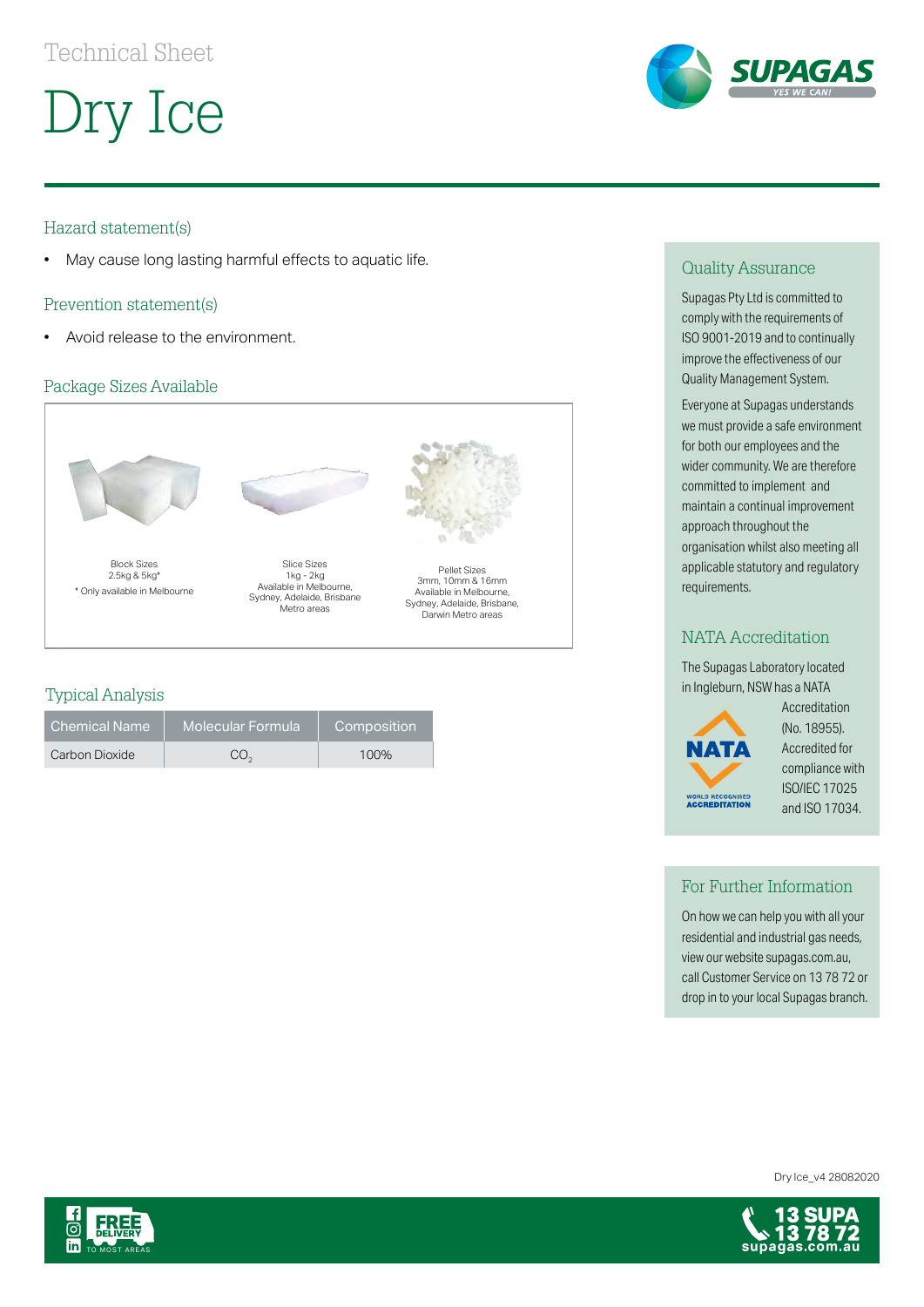Technical Sheet

# Dry Ice

## Hazard statement(s)

- May cause long lasting harmful effects to aquatic life.

## Prevention statement(s)

- Avoid release to the environment.

## Package Sizes Available

Block Sizes
2.5kg & 5kg*
* Only available in Melbourne

Slice Sizes
1kg - 2kg
Available in Melbourne, Sydney, Adelaide, Brisbane Metro areas

Pellet Sizes
3mm, 10mm & 16mm
Available in Melbourne, Sydney, Adelaide, Brisbane, Darwin Metro areas

## Typical Analysis

| Chemical Name | Molecular Formula | Composition |
|---|---|---|
| Carbon Dioxide | $CO_2$ | 100% |

## Quality Assurance

Supagas Pty Ltd is committed to comply with the requirements of ISO 9001-2019 and to continually improve the effectiveness of our Quality Management System.

Everyone at Supagas understands we must provide a safe environment for both our employees and the wider community. We are therefore committed to implement and maintain a continual improvement approach throughout the organisation whilst also meeting all applicable statutory and regulatory requirements.

## NATA Accreditation

The Supagas Laboratory located in Ingleburn, NSW has a NATA Accreditation (No. 18955). Accredited for compliance with ISO/IEC 17025 and ISO 17034.

## For Further Information

On how we can help you with all your residential and industrial gas needs, view our website supagas.com.au, call Customer Service on 13 78 72 or drop in to your local Supagas branch.

Dry Ice_v4 28082020

FREE DELIVERY TO MOST AREAS

13 SUPA
13 78 72
supagas.com.au